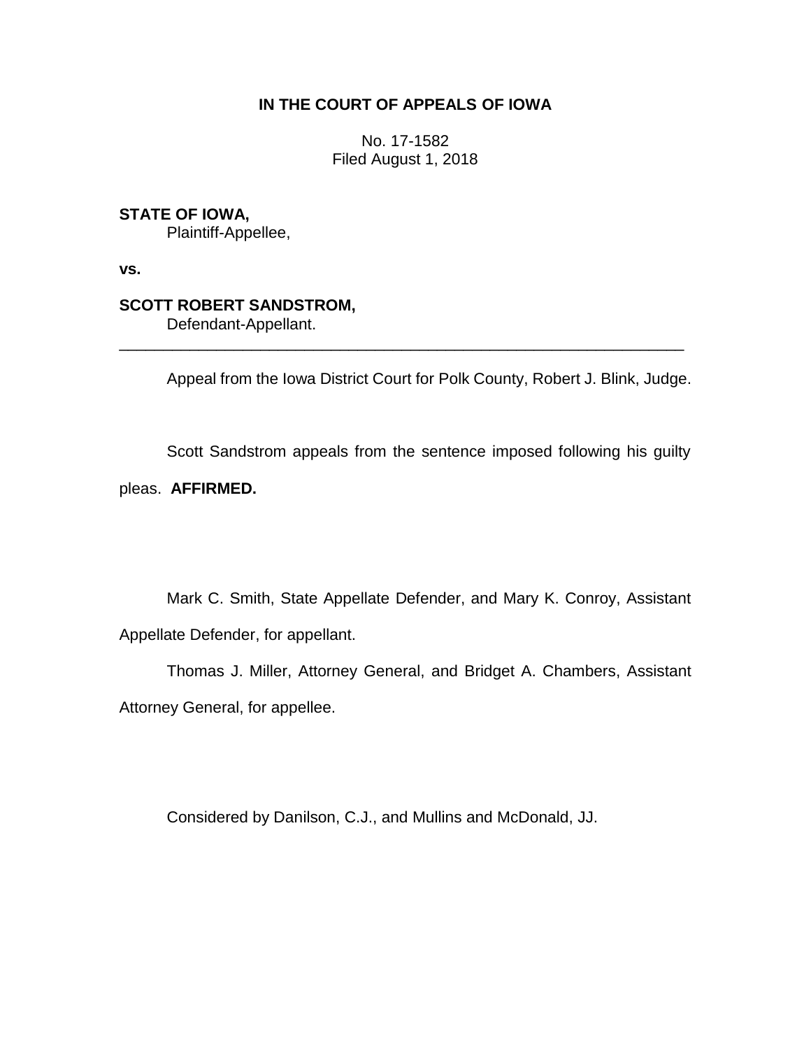# IN THE COURT OF APPEALS OF IOWA

No. 17-1582
Filed August 1, 2018

**STATE OF IOWA,**
Plaintiff-Appellee,

**vs.**

**SCOTT ROBERT SANDSTROM,**
Defendant-Appellant.

---

Appeal from the Iowa District Court for Polk County, Robert J. Blink, Judge.

Scott Sandstrom appeals from the sentence imposed following his guilty pleas. **AFFIRMED.**

Mark C. Smith, State Appellate Defender, and Mary K. Conroy, Assistant Appellate Defender, for appellant.

Thomas J. Miller, Attorney General, and Bridget A. Chambers, Assistant Attorney General, for appellee.

Considered by Danilson, C.J., and Mullins and McDonald, JJ.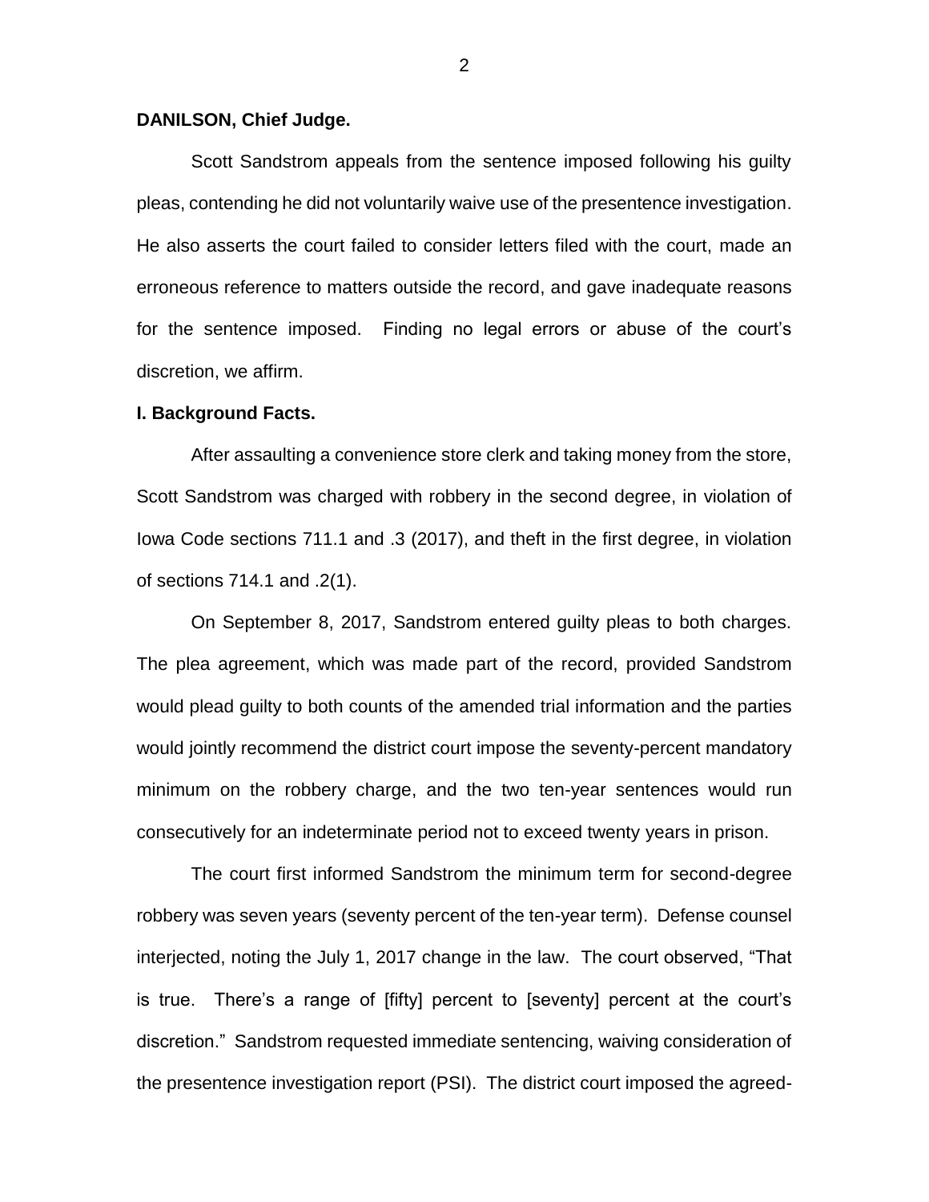**DANILSON, Chief Judge.**

Scott Sandstrom appeals from the sentence imposed following his guilty pleas, contending he did not voluntarily waive use of the presentence investigation. He also asserts the court failed to consider letters filed with the court, made an erroneous reference to matters outside the record, and gave inadequate reasons for the sentence imposed. Finding no legal errors or abuse of the court's discretion, we affirm.

**I. Background Facts.**

After assaulting a convenience store clerk and taking money from the store, Scott Sandstrom was charged with robbery in the second degree, in violation of Iowa Code sections 711.1 and .3 (2017), and theft in the first degree, in violation of sections 714.1 and .2(1).

On September 8, 2017, Sandstrom entered guilty pleas to both charges. The plea agreement, which was made part of the record, provided Sandstrom would plead guilty to both counts of the amended trial information and the parties would jointly recommend the district court impose the seventy-percent mandatory minimum on the robbery charge, and the two ten-year sentences would run consecutively for an indeterminate period not to exceed twenty years in prison.

The court first informed Sandstrom the minimum term for second-degree robbery was seven years (seventy percent of the ten-year term). Defense counsel interjected, noting the July 1, 2017 change in the law. The court observed, "That is true. There's a range of [fifty] percent to [seventy] percent at the court's discretion." Sandstrom requested immediate sentencing, waiving consideration of the presentence investigation report (PSI). The district court imposed the agreed-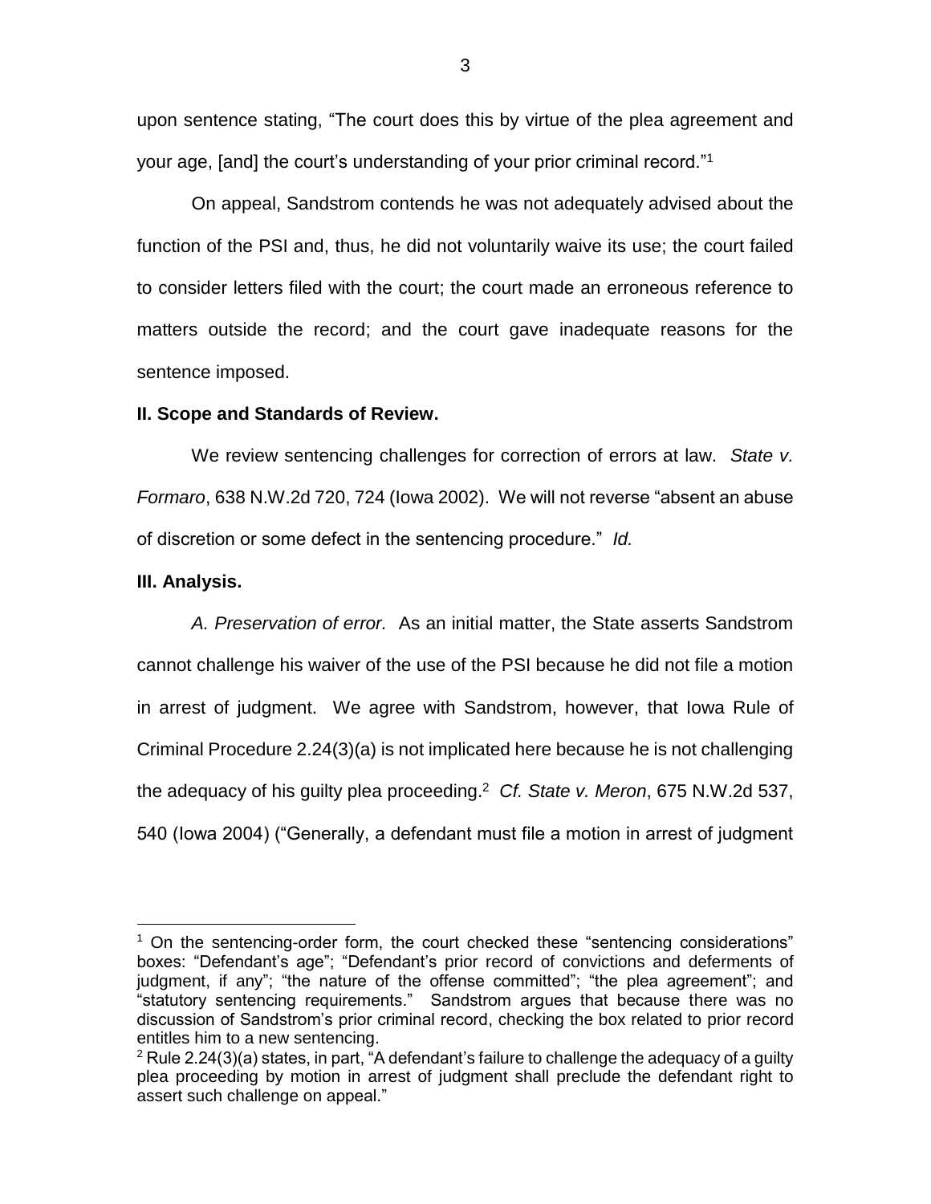upon sentence stating, "The court does this by virtue of the plea agreement and your age, [and] the court's understanding of your prior criminal record."[1]

On appeal, Sandstrom contends he was not adequately advised about the function of the PSI and, thus, he did not voluntarily waive its use; the court failed to consider letters filed with the court; the court made an erroneous reference to matters outside the record; and the court gave inadequate reasons for the sentence imposed.

**II. Scope and Standards of Review.**

We review sentencing challenges for correction of errors at law. *State v. Formaro*, 638 N.W.2d 720, 724 (Iowa 2002). We will not reverse "absent an abuse of discretion or some defect in the sentencing procedure." *Id.*

**III. Analysis.**

*A. Preservation of error.* As an initial matter, the State asserts Sandstrom cannot challenge his waiver of the use of the PSI because he did not file a motion in arrest of judgment. We agree with Sandstrom, however, that Iowa Rule of Criminal Procedure 2.24(3)(a) is not implicated here because he is not challenging the adequacy of his guilty plea proceeding.[2] *Cf. State v. Meron*, 675 N.W.2d 537, 540 (Iowa 2004) ("Generally, a defendant must file a motion in arrest of judgment

---

[1] On the sentencing-order form, the court checked these "sentencing considerations" boxes: "Defendant's age"; "Defendant's prior record of convictions and deferments of judgment, if any"; "the nature of the offense committed"; "the plea agreement"; and "statutory sentencing requirements." Sandstrom argues that because there was no discussion of Sandstrom's prior criminal record, checking the box related to prior record entitles him to a new sentencing.

[2] Rule 2.24(3)(a) states, in part, "A defendant's failure to challenge the adequacy of a guilty plea proceeding by motion in arrest of judgment shall preclude the defendant right to assert such challenge on appeal."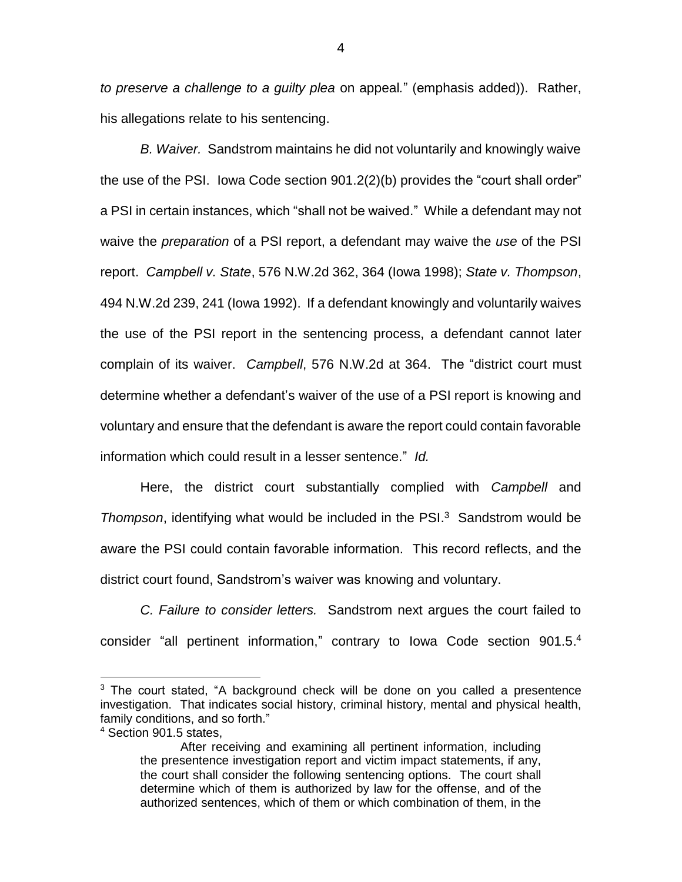*to preserve a challenge to a guilty plea* on appeal*.*" (emphasis added)). Rather, his allegations relate to his sentencing.

*B. Waiver.* Sandstrom maintains he did not voluntarily and knowingly waive the use of the PSI. Iowa Code section 901.2(2)(b) provides the "court shall order" a PSI in certain instances, which "shall not be waived." While a defendant may not waive the *preparation* of a PSI report, a defendant may waive the *use* of the PSI report. *Campbell v. State*, 576 N.W.2d 362, 364 (Iowa 1998); *State v. Thompson*, 494 N.W.2d 239, 241 (Iowa 1992). If a defendant knowingly and voluntarily waives the use of the PSI report in the sentencing process, a defendant cannot later complain of its waiver. *Campbell*, 576 N.W.2d at 364. The "district court must determine whether a defendant's waiver of the use of a PSI report is knowing and voluntary and ensure that the defendant is aware the report could contain favorable information which could result in a lesser sentence." *Id.*

Here, the district court substantially complied with *Campbell* and *Thompson*, identifying what would be included in the PSI.[3] Sandstrom would be aware the PSI could contain favorable information. This record reflects, and the district court found, Sandstrom's waiver was knowing and voluntary.

*C. Failure to consider letters.* Sandstrom next argues the court failed to consider "all pertinent information," contrary to Iowa Code section 901.5.[4]

---

[3] The court stated, "A background check will be done on you called a presentence investigation. That indicates social history, criminal history, mental and physical health, family conditions, and so forth."

[4] Section 901.5 states,

> After receiving and examining all pertinent information, including the presentence investigation report and victim impact statements, if any, the court shall consider the following sentencing options. The court shall determine which of them is authorized by law for the offense, and of the authorized sentences, which of them or which combination of them, in the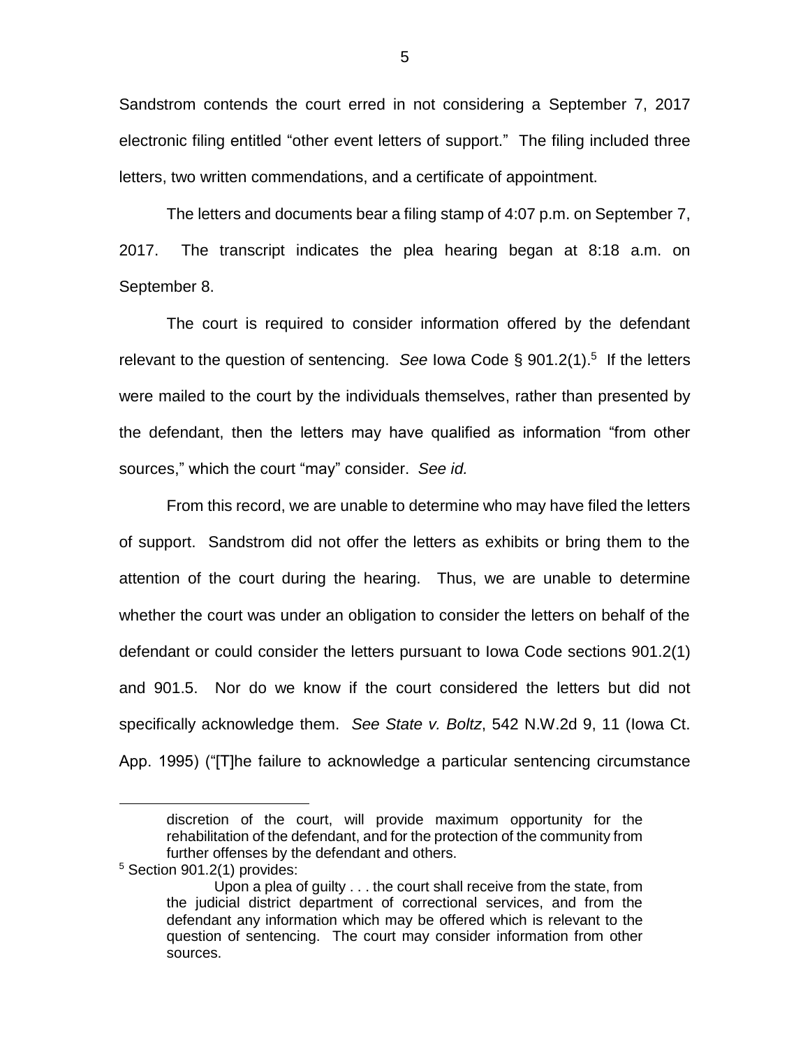Sandstrom contends the court erred in not considering a September 7, 2017 electronic filing entitled "other event letters of support." The filing included three letters, two written commendations, and a certificate of appointment.

The letters and documents bear a filing stamp of 4:07 p.m. on September 7, 2017. The transcript indicates the plea hearing began at 8:18 a.m. on September 8.

The court is required to consider information offered by the defendant relevant to the question of sentencing. *See* Iowa Code § 901.2(1).[5] If the letters were mailed to the court by the individuals themselves, rather than presented by the defendant, then the letters may have qualified as information "from other sources," which the court "may" consider. *See id.*

From this record, we are unable to determine who may have filed the letters of support. Sandstrom did not offer the letters as exhibits or bring them to the attention of the court during the hearing. Thus, we are unable to determine whether the court was under an obligation to consider the letters on behalf of the defendant or could consider the letters pursuant to Iowa Code sections 901.2(1) and 901.5. Nor do we know if the court considered the letters but did not specifically acknowledge them. *See State v. Boltz*, 542 N.W.2d 9, 11 (Iowa Ct. App. 1995) ("[T]he failure to acknowledge a particular sentencing circumstance

---

> discretion of the court, will provide maximum opportunity for the rehabilitation of the defendant, and for the protection of the community from further offenses by the defendant and others.

[5] Section 901.2(1) provides:

> Upon a plea of guilty . . . the court shall receive from the state, from the judicial district department of correctional services, and from the defendant any information which may be offered which is relevant to the question of sentencing. The court may consider information from other sources.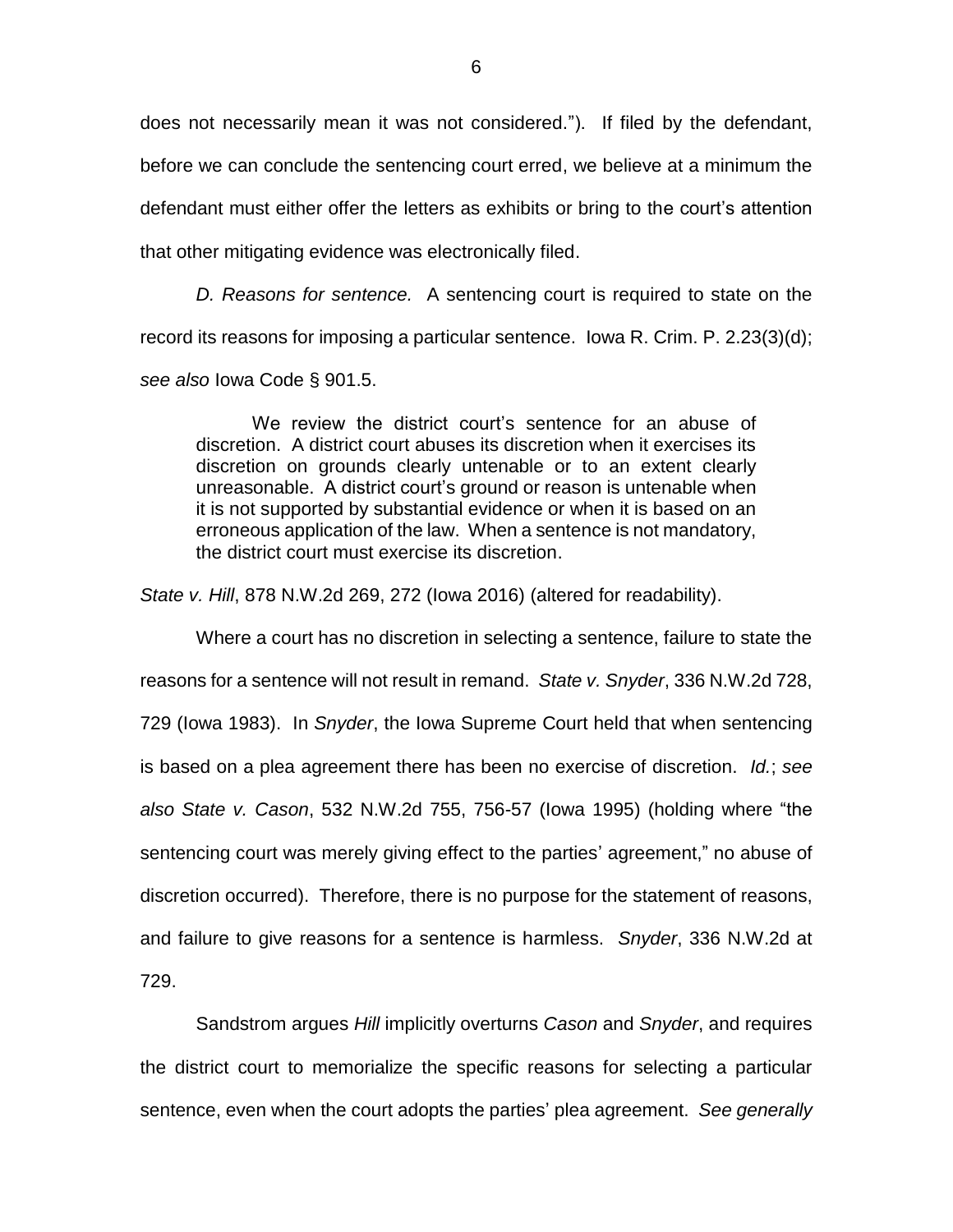does not necessarily mean it was not considered."). If filed by the defendant, before we can conclude the sentencing court erred, we believe at a minimum the defendant must either offer the letters as exhibits or bring to the court's attention that other mitigating evidence was electronically filed.

*D. Reasons for sentence.* A sentencing court is required to state on the record its reasons for imposing a particular sentence. Iowa R. Crim. P. 2.23(3)(d); *see also* Iowa Code § 901.5.

> We review the district court's sentence for an abuse of discretion. A district court abuses its discretion when it exercises its discretion on grounds clearly untenable or to an extent clearly unreasonable. A district court's ground or reason is untenable when it is not supported by substantial evidence or when it is based on an erroneous application of the law. When a sentence is not mandatory, the district court must exercise its discretion.

*State v. Hill*, 878 N.W.2d 269, 272 (Iowa 2016) (altered for readability).

Where a court has no discretion in selecting a sentence, failure to state the reasons for a sentence will not result in remand. *State v. Snyder*, 336 N.W.2d 728, 729 (Iowa 1983). In *Snyder*, the Iowa Supreme Court held that when sentencing is based on a plea agreement there has been no exercise of discretion. *Id.*; *see also State v. Cason*, 532 N.W.2d 755, 756-57 (Iowa 1995) (holding where "the sentencing court was merely giving effect to the parties' agreement," no abuse of discretion occurred). Therefore, there is no purpose for the statement of reasons, and failure to give reasons for a sentence is harmless. *Snyder*, 336 N.W.2d at 729.

Sandstrom argues *Hill* implicitly overturns *Cason* and *Snyder*, and requires the district court to memorialize the specific reasons for selecting a particular sentence, even when the court adopts the parties' plea agreement. *See generally*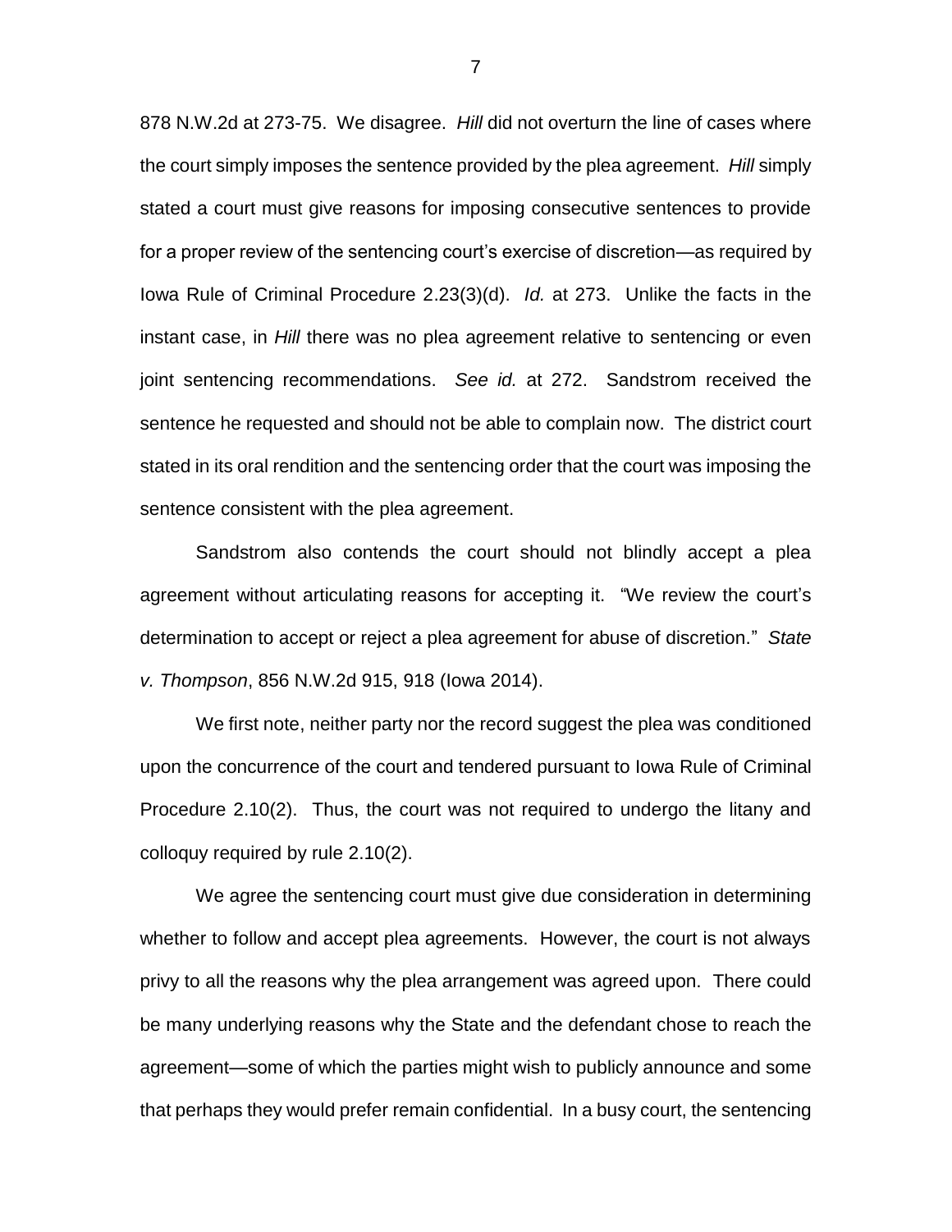878 N.W.2d at 273-75. We disagree. *Hill* did not overturn the line of cases where the court simply imposes the sentence provided by the plea agreement. *Hill* simply stated a court must give reasons for imposing consecutive sentences to provide for a proper review of the sentencing court's exercise of discretion—as required by Iowa Rule of Criminal Procedure 2.23(3)(d). *Id.* at 273. Unlike the facts in the instant case, in *Hill* there was no plea agreement relative to sentencing or even joint sentencing recommendations. *See id.* at 272. Sandstrom received the sentence he requested and should not be able to complain now. The district court stated in its oral rendition and the sentencing order that the court was imposing the sentence consistent with the plea agreement.

Sandstrom also contends the court should not blindly accept a plea agreement without articulating reasons for accepting it. "We review the court's determination to accept or reject a plea agreement for abuse of discretion." *State v. Thompson*, 856 N.W.2d 915, 918 (Iowa 2014).

We first note, neither party nor the record suggest the plea was conditioned upon the concurrence of the court and tendered pursuant to Iowa Rule of Criminal Procedure 2.10(2). Thus, the court was not required to undergo the litany and colloquy required by rule 2.10(2).

We agree the sentencing court must give due consideration in determining whether to follow and accept plea agreements. However, the court is not always privy to all the reasons why the plea arrangement was agreed upon. There could be many underlying reasons why the State and the defendant chose to reach the agreement—some of which the parties might wish to publicly announce and some that perhaps they would prefer remain confidential. In a busy court, the sentencing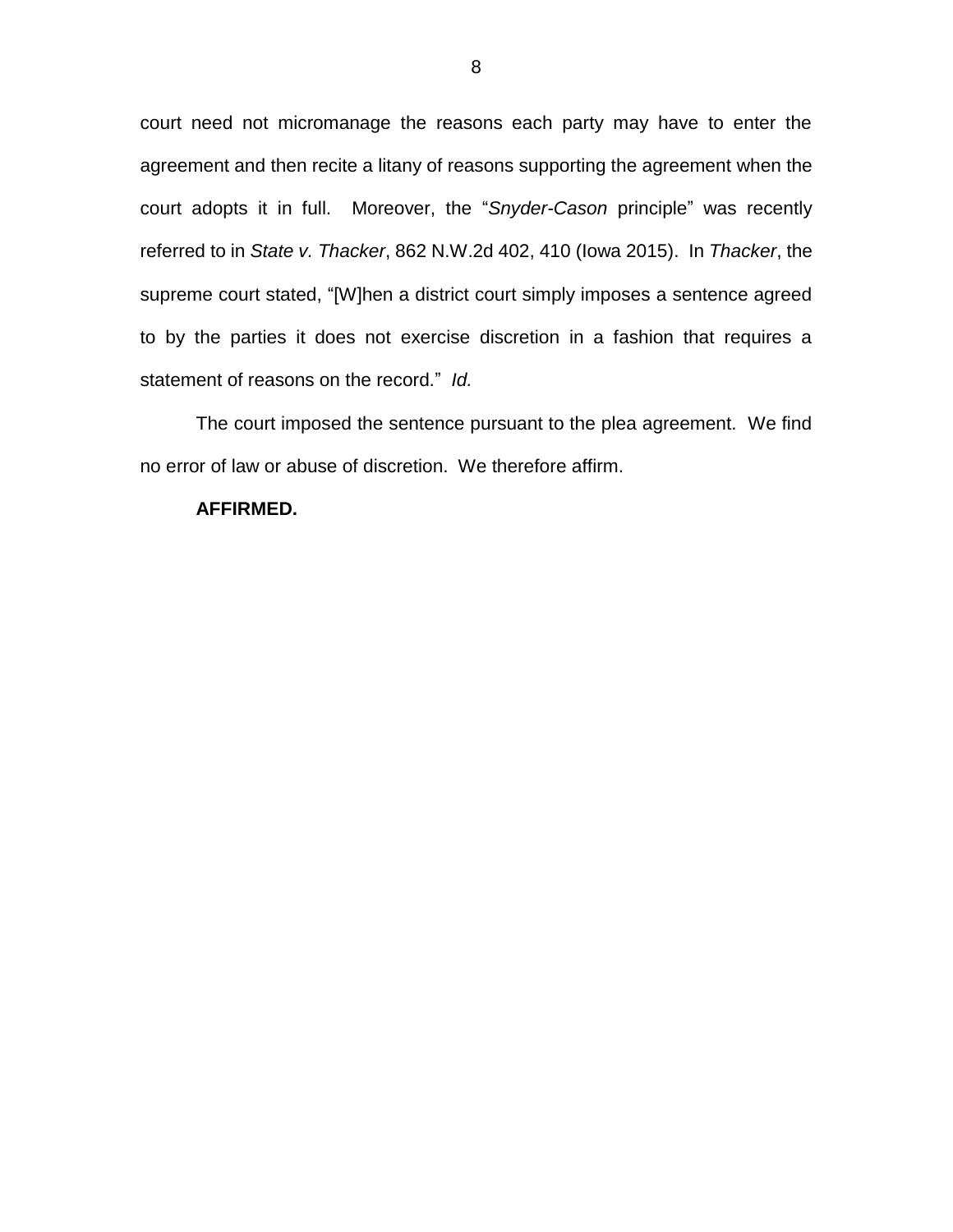court need not micromanage the reasons each party may have to enter the agreement and then recite a litany of reasons supporting the agreement when the court adopts it in full. Moreover, the "*Snyder-Cason* principle" was recently referred to in *State v. Thacker*, 862 N.W.2d 402, 410 (Iowa 2015). In *Thacker*, the supreme court stated, "[W]hen a district court simply imposes a sentence agreed to by the parties it does not exercise discretion in a fashion that requires a statement of reasons on the record." *Id.*

The court imposed the sentence pursuant to the plea agreement. We find no error of law or abuse of discretion. We therefore affirm.

**AFFIRMED.**